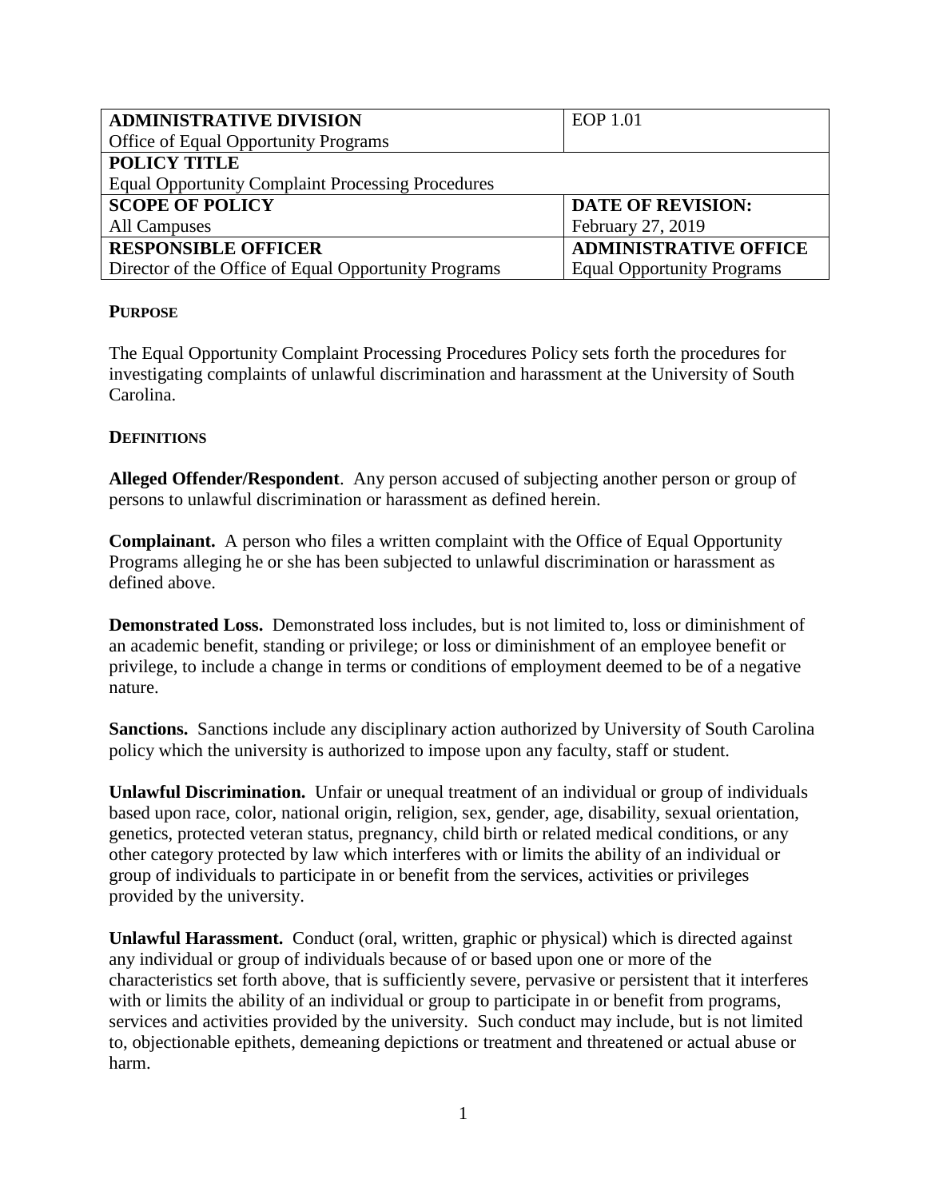| **ADMINISTRATIVE DIVISION**<br>Office of Equal Opportunity Programs | EOP 1.01 |
|---|---|
| **POLICY TITLE**<br>Equal Opportunity Complaint Processing Procedures | |
| **SCOPE OF POLICY**<br>All Campuses | **DATE OF REVISION:**<br>February 27, 2019 |
| **RESPONSIBLE OFFICER**<br>Director of the Office of Equal Opportunity Programs | **ADMINISTRATIVE OFFICE**<br>Equal Opportunity Programs |

## PURPOSE

The Equal Opportunity Complaint Processing Procedures Policy sets forth the procedures for investigating complaints of unlawful discrimination and harassment at the University of South Carolina.

## DEFINITIONS

**Alleged Offender/Respondent**. Any person accused of subjecting another person or group of persons to unlawful discrimination or harassment as defined herein.

**Complainant.** A person who files a written complaint with the Office of Equal Opportunity Programs alleging he or she has been subjected to unlawful discrimination or harassment as defined above.

**Demonstrated Loss.** Demonstrated loss includes, but is not limited to, loss or diminishment of an academic benefit, standing or privilege; or loss or diminishment of an employee benefit or privilege, to include a change in terms or conditions of employment deemed to be of a negative nature.

**Sanctions.** Sanctions include any disciplinary action authorized by University of South Carolina policy which the university is authorized to impose upon any faculty, staff or student.

**Unlawful Discrimination.** Unfair or unequal treatment of an individual or group of individuals based upon race, color, national origin, religion, sex, gender, age, disability, sexual orientation, genetics, protected veteran status, pregnancy, child birth or related medical conditions, or any other category protected by law which interferes with or limits the ability of an individual or group of individuals to participate in or benefit from the services, activities or privileges provided by the university.

**Unlawful Harassment.** Conduct (oral, written, graphic or physical) which is directed against any individual or group of individuals because of or based upon one or more of the characteristics set forth above, that is sufficiently severe, pervasive or persistent that it interferes with or limits the ability of an individual or group to participate in or benefit from programs, services and activities provided by the university. Such conduct may include, but is not limited to, objectionable epithets, demeaning depictions or treatment and threatened or actual abuse or harm.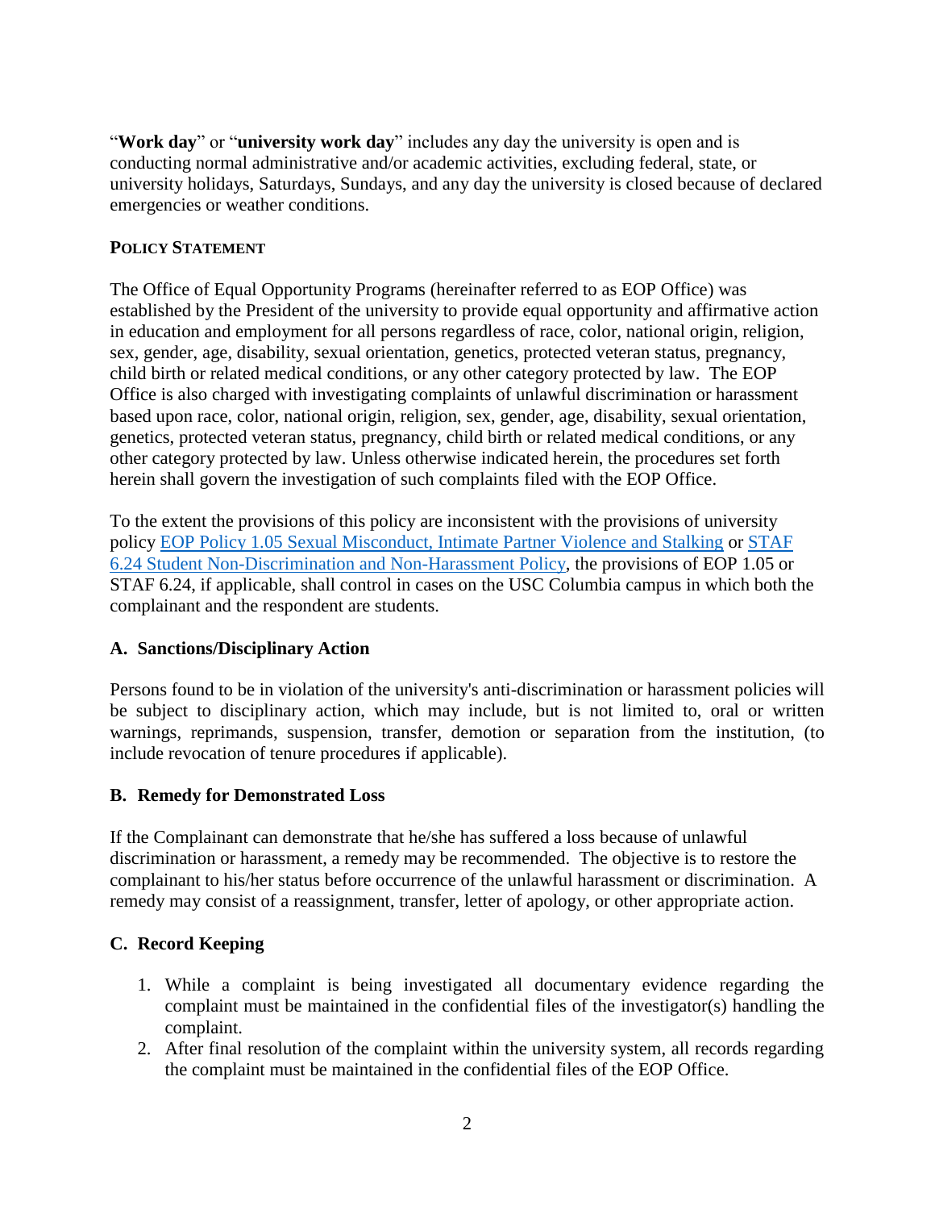"**Work day**" or "**university work day**" includes any day the university is open and is conducting normal administrative and/or academic activities, excluding federal, state, or university holidays, Saturdays, Sundays, and any day the university is closed because of declared emergencies or weather conditions.

## POLICY STATEMENT

The Office of Equal Opportunity Programs (hereinafter referred to as EOP Office) was established by the President of the university to provide equal opportunity and affirmative action in education and employment for all persons regardless of race, color, national origin, religion, sex, gender, age, disability, sexual orientation, genetics, protected veteran status, pregnancy, child birth or related medical conditions, or any other category protected by law. The EOP Office is also charged with investigating complaints of unlawful discrimination or harassment based upon race, color, national origin, religion, sex, gender, age, disability, sexual orientation, genetics, protected veteran status, pregnancy, child birth or related medical conditions, or any other category protected by law. Unless otherwise indicated herein, the procedures set forth herein shall govern the investigation of such complaints filed with the EOP Office.

To the extent the provisions of this policy are inconsistent with the provisions of university policy EOP Policy 1.05 Sexual Misconduct, Intimate Partner Violence and Stalking or STAF 6.24 Student Non-Discrimination and Non-Harassment Policy, the provisions of EOP 1.05 or STAF 6.24, if applicable, shall control in cases on the USC Columbia campus in which both the complainant and the respondent are students.

### A. Sanctions/Disciplinary Action

Persons found to be in violation of the university's anti-discrimination or harassment policies will be subject to disciplinary action, which may include, but is not limited to, oral or written warnings, reprimands, suspension, transfer, demotion or separation from the institution, (to include revocation of tenure procedures if applicable).

### B. Remedy for Demonstrated Loss

If the Complainant can demonstrate that he/she has suffered a loss because of unlawful discrimination or harassment, a remedy may be recommended. The objective is to restore the complainant to his/her status before occurrence of the unlawful harassment or discrimination. A remedy may consist of a reassignment, transfer, letter of apology, or other appropriate action.

### C. Record Keeping

1. While a complaint is being investigated all documentary evidence regarding the complaint must be maintained in the confidential files of the investigator(s) handling the complaint.
2. After final resolution of the complaint within the university system, all records regarding the complaint must be maintained in the confidential files of the EOP Office.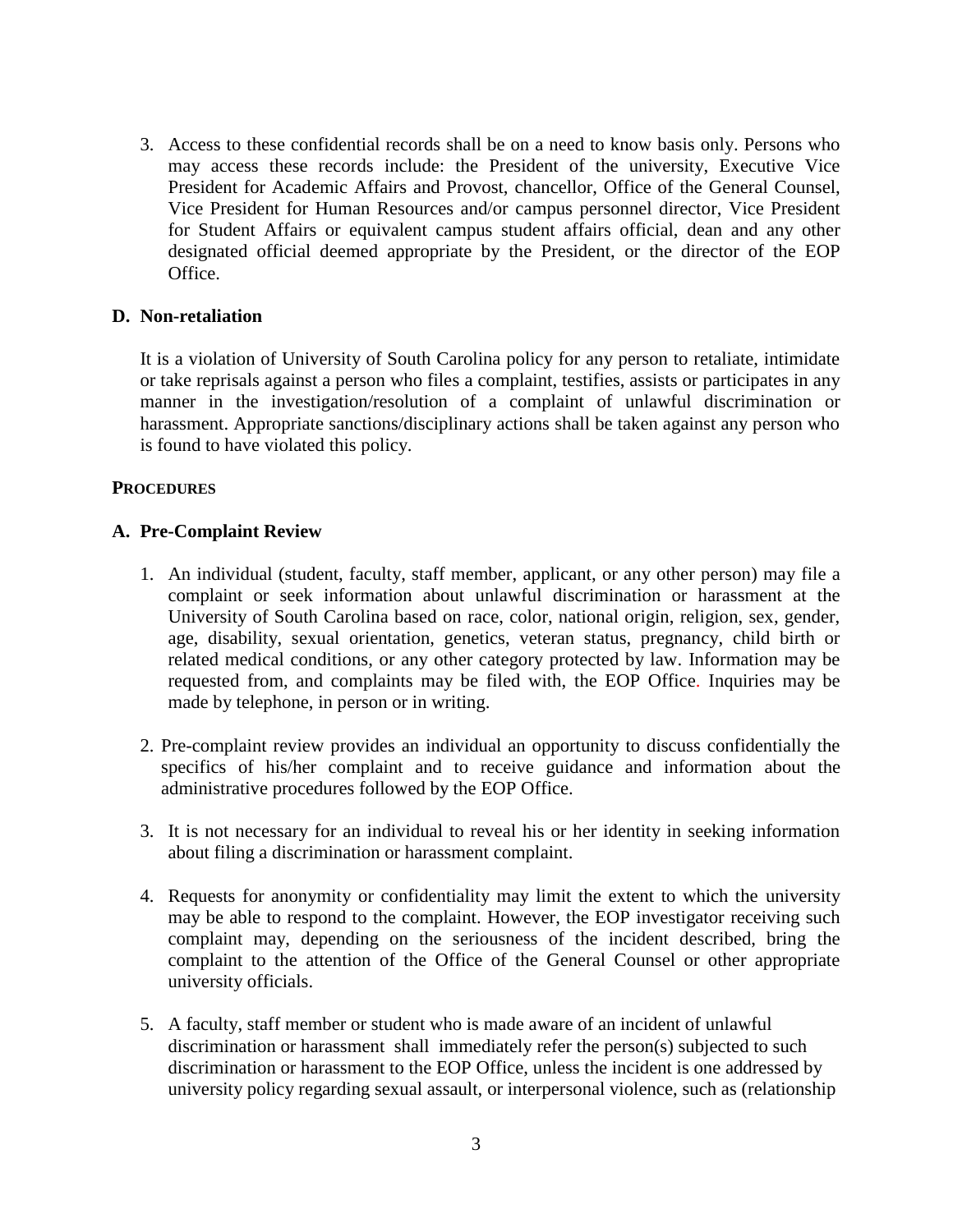3. Access to these confidential records shall be on a need to know basis only. Persons who may access these records include: the President of the university, Executive Vice President for Academic Affairs and Provost, chancellor, Office of the General Counsel, Vice President for Human Resources and/or campus personnel director, Vice President for Student Affairs or equivalent campus student affairs official, dean and any other designated official deemed appropriate by the President, or the director of the EOP Office.

**D. Non-retaliation**

It is a violation of University of South Carolina policy for any person to retaliate, intimidate or take reprisals against a person who files a complaint, testifies, assists or participates in any manner in the investigation/resolution of a complaint of unlawful discrimination or harassment. Appropriate sanctions/disciplinary actions shall be taken against any person who is found to have violated this policy.

**PROCEDURES**

**A. Pre-Complaint Review**

1. An individual (student, faculty, staff member, applicant, or any other person) may file a complaint or seek information about unlawful discrimination or harassment at the University of South Carolina based on race, color, national origin, religion, sex, gender, age, disability, sexual orientation, genetics, veteran status, pregnancy, child birth or related medical conditions, or any other category protected by law. Information may be requested from, and complaints may be filed with, the EOP Office. Inquiries may be made by telephone, in person or in writing.

2. Pre-complaint review provides an individual an opportunity to discuss confidentially the specifics of his/her complaint and to receive guidance and information about the administrative procedures followed by the EOP Office.

3. It is not necessary for an individual to reveal his or her identity in seeking information about filing a discrimination or harassment complaint.

4. Requests for anonymity or confidentiality may limit the extent to which the university may be able to respond to the complaint. However, the EOP investigator receiving such complaint may, depending on the seriousness of the incident described, bring the complaint to the attention of the Office of the General Counsel or other appropriate university officials.

5. A faculty, staff member or student who is made aware of an incident of unlawful discrimination or harassment shall immediately refer the person(s) subjected to such discrimination or harassment to the EOP Office, unless the incident is one addressed by university policy regarding sexual assault, or interpersonal violence, such as (relationship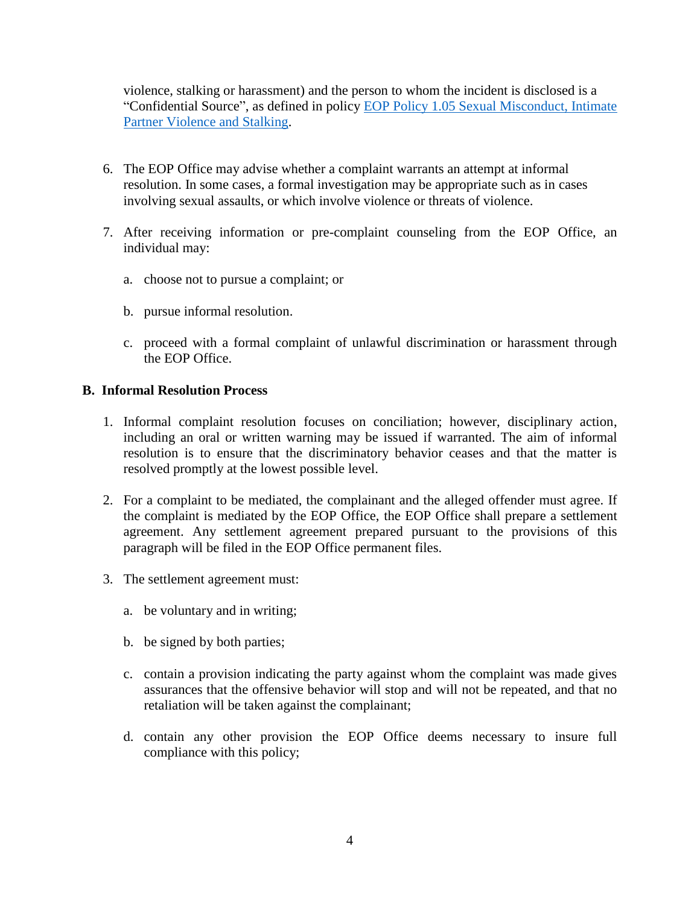violence, stalking or harassment) and the person to whom the incident is disclosed is a "Confidential Source", as defined in policy [EOP Policy 1.05 Sexual Misconduct, Intimate Partner Violence and Stalking](#).

6. The EOP Office may advise whether a complaint warrants an attempt at informal resolution. In some cases, a formal investigation may be appropriate such as in cases involving sexual assaults, or which involve violence or threats of violence.

7. After receiving information or pre-complaint counseling from the EOP Office, an individual may:

   a. choose not to pursue a complaint; or

   b. pursue informal resolution.

   c. proceed with a formal complaint of unlawful discrimination or harassment through the EOP Office.

### B. Informal Resolution Process

1. Informal complaint resolution focuses on conciliation; however, disciplinary action, including an oral or written warning may be issued if warranted. The aim of informal resolution is to ensure that the discriminatory behavior ceases and that the matter is resolved promptly at the lowest possible level.

2. For a complaint to be mediated, the complainant and the alleged offender must agree. If the complaint is mediated by the EOP Office, the EOP Office shall prepare a settlement agreement. Any settlement agreement prepared pursuant to the provisions of this paragraph will be filed in the EOP Office permanent files.

3. The settlement agreement must:

   a. be voluntary and in writing;

   b. be signed by both parties;

   c. contain a provision indicating the party against whom the complaint was made gives assurances that the offensive behavior will stop and will not be repeated, and that no retaliation will be taken against the complainant;

   d. contain any other provision the EOP Office deems necessary to insure full compliance with this policy;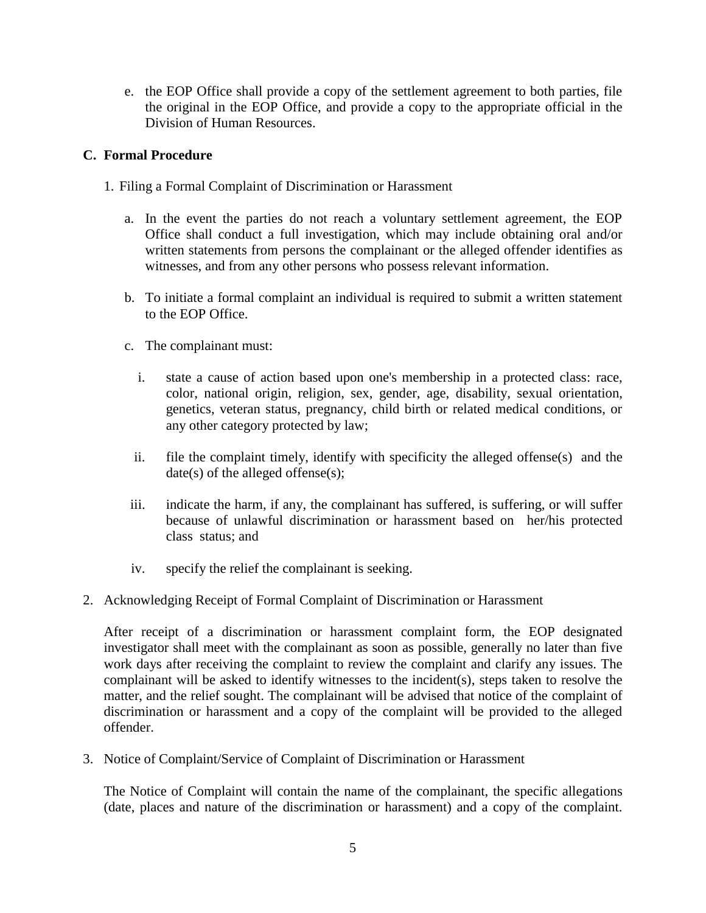e. the EOP Office shall provide a copy of the settlement agreement to both parties, file the original in the EOP Office, and provide a copy to the appropriate official in the Division of Human Resources.

### C. Formal Procedure

1. Filing a Formal Complaint of Discrimination or Harassment

   a. In the event the parties do not reach a voluntary settlement agreement, the EOP Office shall conduct a full investigation, which may include obtaining oral and/or written statements from persons the complainant or the alleged offender identifies as witnesses, and from any other persons who possess relevant information.

   b. To initiate a formal complaint an individual is required to submit a written statement to the EOP Office.

   c. The complainant must:

      i. state a cause of action based upon one's membership in a protected class: race, color, national origin, religion, sex, gender, age, disability, sexual orientation, genetics, veteran status, pregnancy, child birth or related medical conditions, or any other category protected by law;

      ii. file the complaint timely, identify with specificity the alleged offense(s) and the date(s) of the alleged offense(s);

      iii. indicate the harm, if any, the complainant has suffered, is suffering, or will suffer because of unlawful discrimination or harassment based on her/his protected class status; and

      iv. specify the relief the complainant is seeking.

2. Acknowledging Receipt of Formal Complaint of Discrimination or Harassment

   After receipt of a discrimination or harassment complaint form, the EOP designated investigator shall meet with the complainant as soon as possible, generally no later than five work days after receiving the complaint to review the complaint and clarify any issues. The complainant will be asked to identify witnesses to the incident(s), steps taken to resolve the matter, and the relief sought. The complainant will be advised that notice of the complaint of discrimination or harassment and a copy of the complaint will be provided to the alleged offender.

3. Notice of Complaint/Service of Complaint of Discrimination or Harassment

   The Notice of Complaint will contain the name of the complainant, the specific allegations (date, places and nature of the discrimination or harassment) and a copy of the complaint.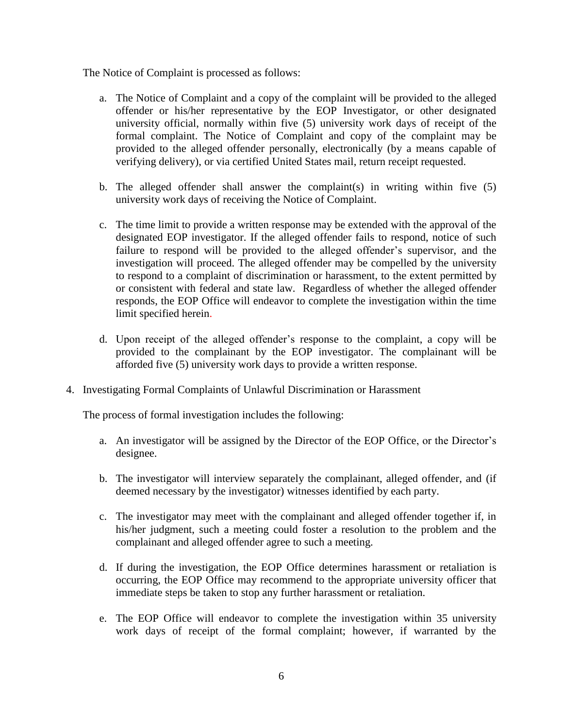The Notice of Complaint is processed as follows:

a. The Notice of Complaint and a copy of the complaint will be provided to the alleged offender or his/her representative by the EOP Investigator, or other designated university official, normally within five (5) university work days of receipt of the formal complaint. The Notice of Complaint and copy of the complaint may be provided to the alleged offender personally, electronically (by a means capable of verifying delivery), or via certified United States mail, return receipt requested.

b. The alleged offender shall answer the complaint(s) in writing within five (5) university work days of receiving the Notice of Complaint.

c. The time limit to provide a written response may be extended with the approval of the designated EOP investigator. If the alleged offender fails to respond, notice of such failure to respond will be provided to the alleged offender's supervisor, and the investigation will proceed. The alleged offender may be compelled by the university to respond to a complaint of discrimination or harassment, to the extent permitted by or consistent with federal and state law. Regardless of whether the alleged offender responds, the EOP Office will endeavor to complete the investigation within the time limit specified herein.

d. Upon receipt of the alleged offender's response to the complaint, a copy will be provided to the complainant by the EOP investigator. The complainant will be afforded five (5) university work days to provide a written response.

4. Investigating Formal Complaints of Unlawful Discrimination or Harassment

The process of formal investigation includes the following:

a. An investigator will be assigned by the Director of the EOP Office, or the Director's designee.

b. The investigator will interview separately the complainant, alleged offender, and (if deemed necessary by the investigator) witnesses identified by each party.

c. The investigator may meet with the complainant and alleged offender together if, in his/her judgment, such a meeting could foster a resolution to the problem and the complainant and alleged offender agree to such a meeting.

d. If during the investigation, the EOP Office determines harassment or retaliation is occurring, the EOP Office may recommend to the appropriate university officer that immediate steps be taken to stop any further harassment or retaliation.

e. The EOP Office will endeavor to complete the investigation within 35 university work days of receipt of the formal complaint; however, if warranted by the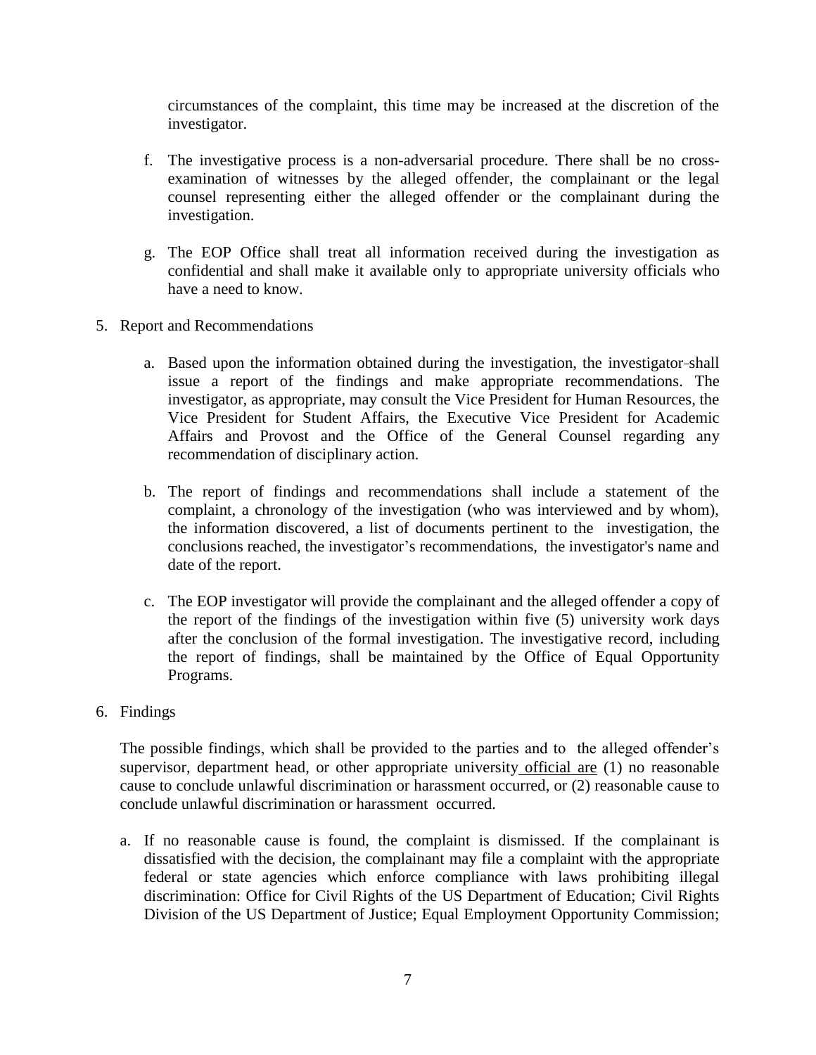circumstances of the complaint, this time may be increased at the discretion of the investigator.

f. The investigative process is a non-adversarial procedure. There shall be no cross-examination of witnesses by the alleged offender, the complainant or the legal counsel representing either the alleged offender or the complainant during the investigation.

g. The EOP Office shall treat all information received during the investigation as confidential and shall make it available only to appropriate university officials who have a need to know.

5. Report and Recommendations

   a. Based upon the information obtained during the investigation, the investigator shall issue a report of the findings and make appropriate recommendations. The investigator, as appropriate, may consult the Vice President for Human Resources, the Vice President for Student Affairs, the Executive Vice President for Academic Affairs and Provost and the Office of the General Counsel regarding any recommendation of disciplinary action.

   b. The report of findings and recommendations shall include a statement of the complaint, a chronology of the investigation (who was interviewed and by whom), the information discovered, a list of documents pertinent to the investigation, the conclusions reached, the investigator's recommendations, the investigator's name and date of the report.

   c. The EOP investigator will provide the complainant and the alleged offender a copy of the report of the findings of the investigation within five (5) university work days after the conclusion of the formal investigation. The investigative record, including the report of findings, shall be maintained by the Office of Equal Opportunity Programs.

6. Findings

   The possible findings, which shall be provided to the parties and to the alleged offender's supervisor, department head, or other appropriate university official are (1) no reasonable cause to conclude unlawful discrimination or harassment occurred, or (2) reasonable cause to conclude unlawful discrimination or harassment occurred.

   a. If no reasonable cause is found, the complaint is dismissed. If the complainant is dissatisfied with the decision, the complainant may file a complaint with the appropriate federal or state agencies which enforce compliance with laws prohibiting illegal discrimination: Office for Civil Rights of the US Department of Education; Civil Rights Division of the US Department of Justice; Equal Employment Opportunity Commission;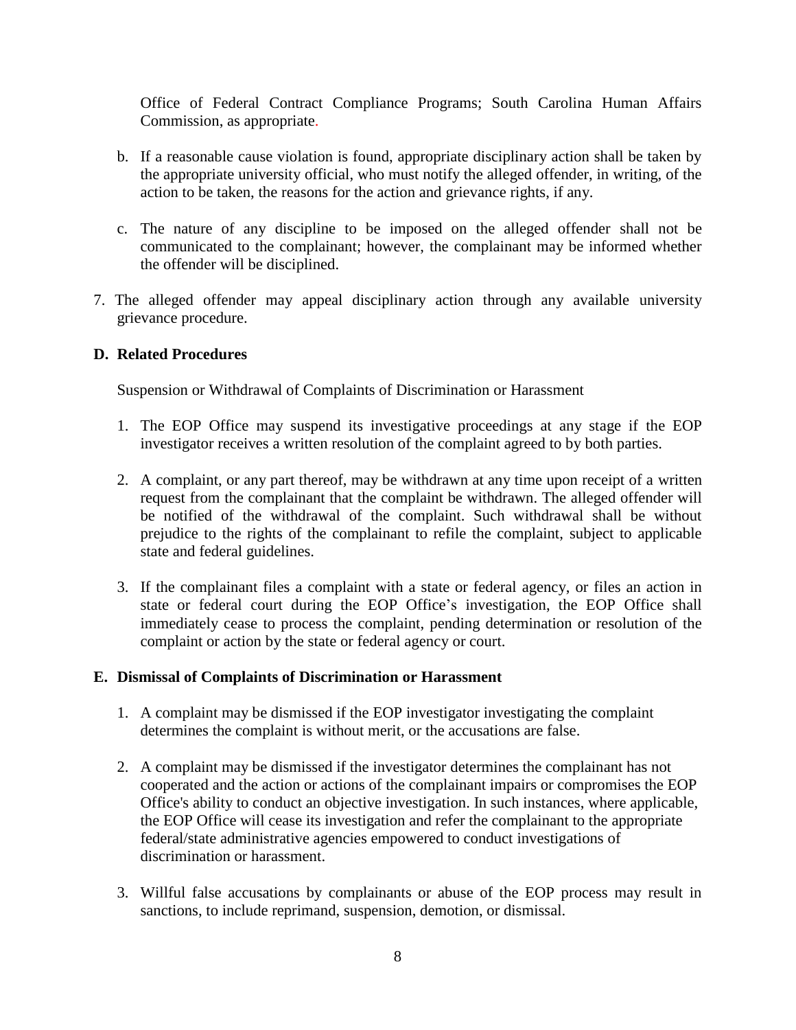Office of Federal Contract Compliance Programs; South Carolina Human Affairs Commission, as appropriate.

b. If a reasonable cause violation is found, appropriate disciplinary action shall be taken by the appropriate university official, who must notify the alleged offender, in writing, of the action to be taken, the reasons for the action and grievance rights, if any.

c. The nature of any discipline to be imposed on the alleged offender shall not be communicated to the complainant; however, the complainant may be informed whether the offender will be disciplined.

7. The alleged offender may appeal disciplinary action through any available university grievance procedure.

**D. Related Procedures**

Suspension or Withdrawal of Complaints of Discrimination or Harassment

1. The EOP Office may suspend its investigative proceedings at any stage if the EOP investigator receives a written resolution of the complaint agreed to by both parties.

2. A complaint, or any part thereof, may be withdrawn at any time upon receipt of a written request from the complainant that the complaint be withdrawn. The alleged offender will be notified of the withdrawal of the complaint. Such withdrawal shall be without prejudice to the rights of the complainant to refile the complaint, subject to applicable state and federal guidelines.

3. If the complainant files a complaint with a state or federal agency, or files an action in state or federal court during the EOP Office's investigation, the EOP Office shall immediately cease to process the complaint, pending determination or resolution of the complaint or action by the state or federal agency or court.

**E. Dismissal of Complaints of Discrimination or Harassment**

1. A complaint may be dismissed if the EOP investigator investigating the complaint determines the complaint is without merit, or the accusations are false.

2. A complaint may be dismissed if the investigator determines the complainant has not cooperated and the action or actions of the complainant impairs or compromises the EOP Office's ability to conduct an objective investigation. In such instances, where applicable, the EOP Office will cease its investigation and refer the complainant to the appropriate federal/state administrative agencies empowered to conduct investigations of discrimination or harassment.

3. Willful false accusations by complainants or abuse of the EOP process may result in sanctions, to include reprimand, suspension, demotion, or dismissal.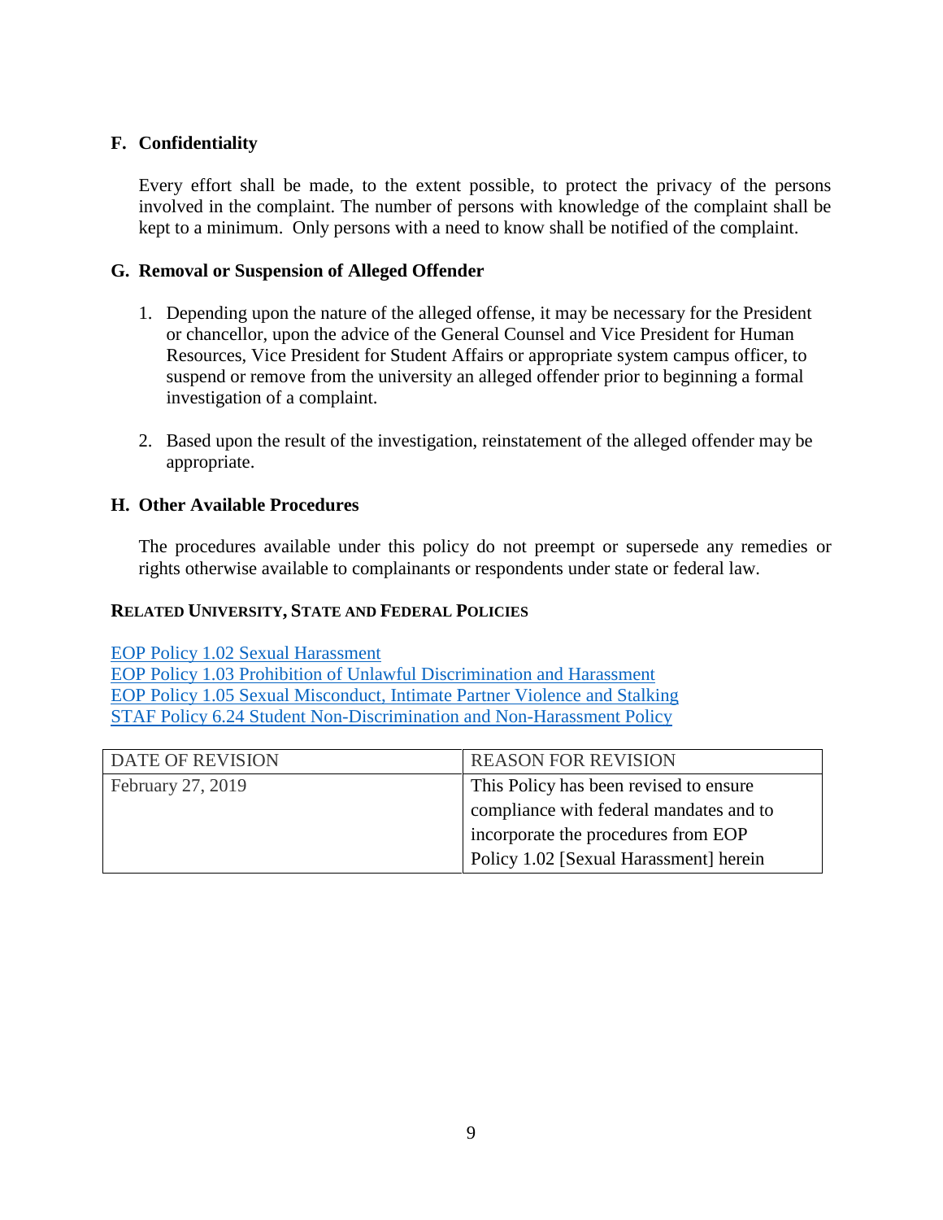### F. Confidentiality

Every effort shall be made, to the extent possible, to protect the privacy of the persons involved in the complaint. The number of persons with knowledge of the complaint shall be kept to a minimum. Only persons with a need to know shall be notified of the complaint.

### G. Removal or Suspension of Alleged Offender

1. Depending upon the nature of the alleged offense, it may be necessary for the President or chancellor, upon the advice of the General Counsel and Vice President for Human Resources, Vice President for Student Affairs or appropriate system campus officer, to suspend or remove from the university an alleged offender prior to beginning a formal investigation of a complaint.

2. Based upon the result of the investigation, reinstatement of the alleged offender may be appropriate.

### H. Other Available Procedures

The procedures available under this policy do not preempt or supersede any remedies or rights otherwise available to complainants or respondents under state or federal law.

## RELATED UNIVERSITY, STATE AND FEDERAL POLICIES

EOP Policy 1.02 Sexual Harassment
EOP Policy 1.03 Prohibition of Unlawful Discrimination and Harassment
EOP Policy 1.05 Sexual Misconduct, Intimate Partner Violence and Stalking
STAF Policy 6.24 Student Non-Discrimination and Non-Harassment Policy

| DATE OF REVISION | REASON FOR REVISION |
| --- | --- |
| February 27, 2019 | This Policy has been revised to ensure compliance with federal mandates and to incorporate the procedures from EOP Policy 1.02 [Sexual Harassment] herein |